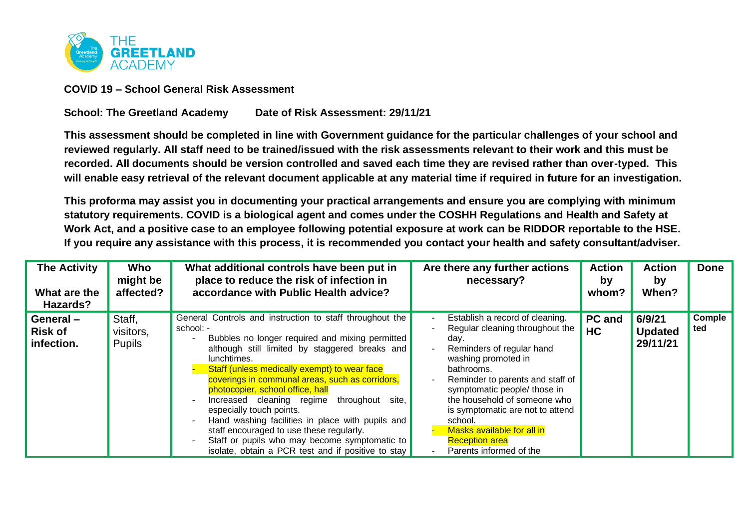**COVID 19 – School General Risk Assessment**

**School: The Greetland Academy          Date of Risk Assessment: 29/11/21**

**This assessment should be completed in line with Government guidance for the particular challenges of your school and reviewed regularly. All staff need to be trained/issued with the risk assessments relevant to their work and this must be recorded. All documents should be version controlled and saved each time they are revised rather than over-typed. This will enable easy retrieval of the relevant document applicable at any material time if required in future for an investigation.**

**This proforma may assist you in documenting your practical arrangements and ensure you are complying with minimum statutory requirements. COVID is a biological agent and comes under the COSHH Regulations and Health and Safety at Work Act, and a positive case to an employee following potential exposure at work can be RIDDOR reportable to the HSE. If you require any assistance with this process, it is recommended you contact your health and safety consultant/adviser.**

| The Activity<br><br>What are the Hazards? | Who might be affected? | What additional controls have been put in place to reduce the risk of infection in accordance with Public Health advice? | Are there any further actions necessary? | Action by whom? | Action by When? | Done |
|---|---|---|---|---|---|---|
| **General – Risk of infection.** | Staff, visitors, Pupils | General Controls and instruction to staff throughout the school: -<br>- Bubbles no longer required and mixing permitted although still limited by staggered breaks and lunchtimes.<br>- Staff (unless medically exempt) to wear face coverings in communal areas, such as corridors, photocopier, school office, hall<br>- Increased cleaning regime throughout site, especially touch points.<br>- Hand washing facilities in place with pupils and staff encouraged to use these regularly.<br>- Staff or pupils who may become symptomatic to isolate, obtain a PCR test and if positive to stay | - Establish a record of cleaning.<br>- Regular cleaning throughout the day.<br>- Reminders of regular hand washing promoted in bathrooms.<br>- Reminder to parents and staff of symptomatic people/ those in the household of someone who is symptomatic are not to attend school.<br>- Masks available for all in Reception area<br>- Parents informed of the | **PC and HC** | **6/9/21 Updated 29/11/21** | **Completed** |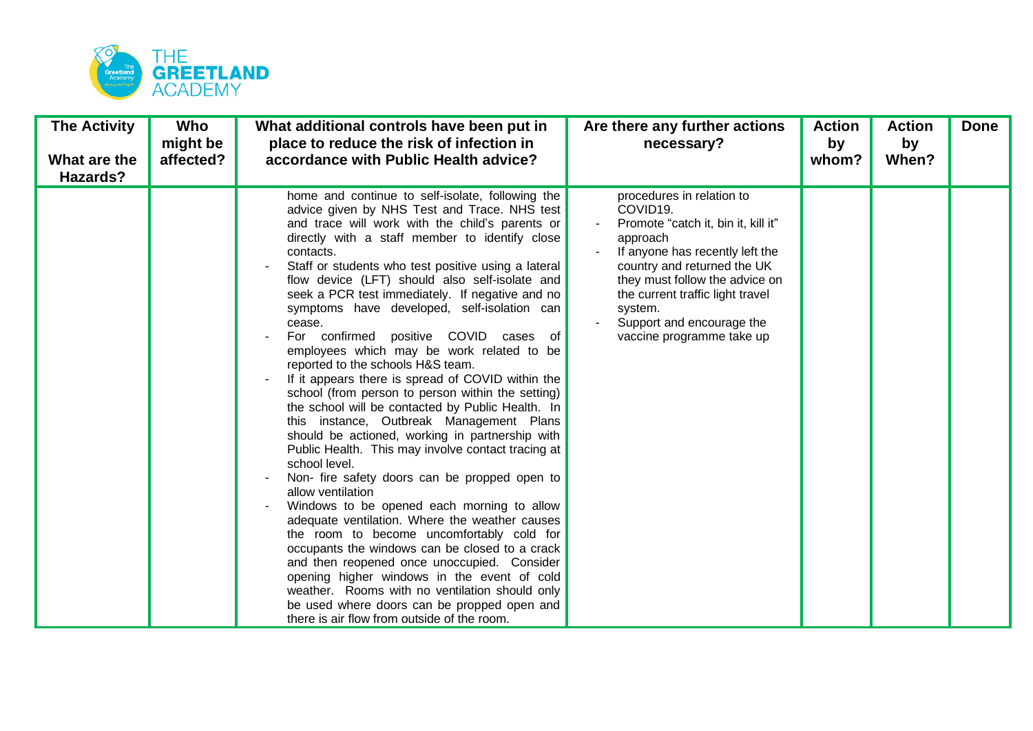| The Activity<br><br>What are the Hazards? | Who might be affected? | What additional controls have been put in place to reduce the risk of infection in accordance with Public Health advice? | Are there any further actions necessary? | Action by whom? | Action by When? | Done |
|---|---|---|---|---|---|---|
| | | home and continue to self-isolate, following the advice given by NHS Test and Trace. NHS test and trace will work with the child's parents or directly with a staff member to identify close contacts.<br>- Staff or students who test positive using a lateral flow device (LFT) should also self-isolate and seek a PCR test immediately. If negative and no symptoms have developed, self-isolation can cease.<br>- For confirmed positive COVID cases of employees which may be work related to be reported to the schools H&S team.<br>- If it appears there is spread of COVID within the school (from person to person within the setting) the school will be contacted by Public Health. In this instance, Outbreak Management Plans should be actioned, working in partnership with Public Health. This may involve contact tracing at school level.<br>- Non- fire safety doors can be propped open to allow ventilation<br>- Windows to be opened each morning to allow adequate ventilation. Where the weather causes the room to become uncomfortably cold for occupants the windows can be closed to a crack and then reopened once unoccupied. Consider opening higher windows in the event of cold weather. Rooms with no ventilation should only be used where doors can be propped open and there is air flow from outside of the room. | procedures in relation to COVID19.<br>- Promote "catch it, bin it, kill it" approach<br>- If anyone has recently left the country and returned the UK they must follow the advice on the current traffic light travel system.<br>- Support and encourage the vaccine programme take up | | | |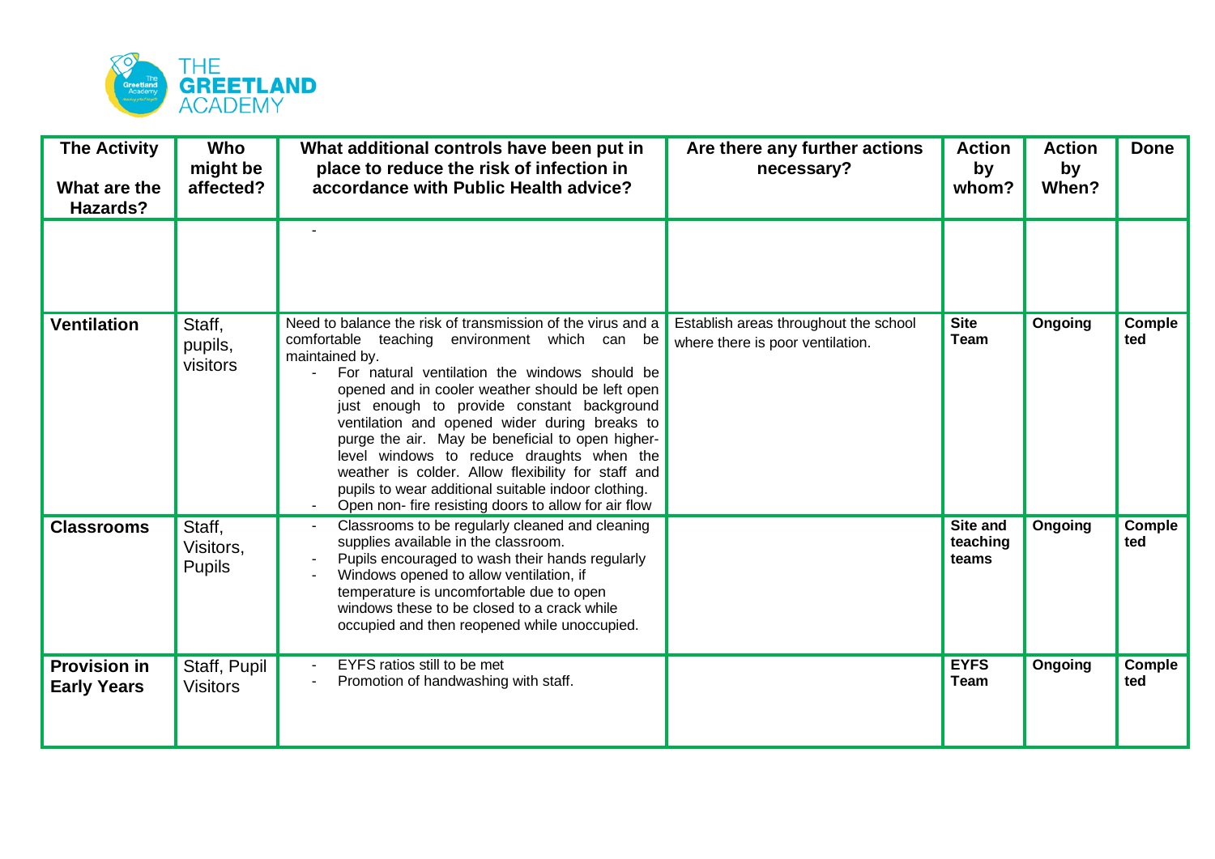| The Activity<br><br>What are the Hazards? | Who might be affected? | What additional controls have been put in place to reduce the risk of infection in accordance with Public Health advice? | Are there any further actions necessary? | Action by whom? | Action by When? | Done |
|---|---|---|---|---|---|---|
| | | - | | | | |
| **Ventilation** | Staff, pupils, visitors | Need to balance the risk of transmission of the virus and a comfortable teaching environment which can be maintained by.<br>- For natural ventilation the windows should be opened and in cooler weather should be left open just enough to provide constant background ventilation and opened wider during breaks to purge the air. May be beneficial to open higher-level windows to reduce draughts when the weather is colder. Allow flexibility for staff and pupils to wear additional suitable indoor clothing.<br>- Open non- fire resisting doors to allow for air flow | Establish areas throughout the school where there is poor ventilation. | **Site Team** | **Ongoing** | **Completed** |
| **Classrooms** | Staff, Visitors, Pupils | - Classrooms to be regularly cleaned and cleaning supplies available in the classroom.<br>- Pupils encouraged to wash their hands regularly<br>- Windows opened to allow ventilation, if temperature is uncomfortable due to open windows these to be closed to a crack while occupied and then reopened while unoccupied. | | **Site and teaching teams** | **Ongoing** | **Completed** |
| **Provision in Early Years** | Staff, Pupil Visitors | - EYFS ratios still to be met<br>- Promotion of handwashing with staff. | | **EYFS Team** | **Ongoing** | **Completed** |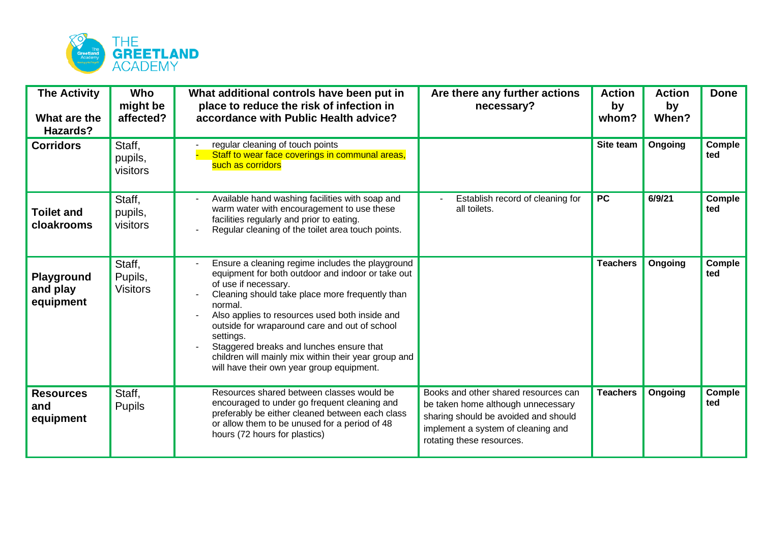| The Activity<br><br>What are the Hazards? | Who might be affected? | What additional controls have been put in place to reduce the risk of infection in accordance with Public Health advice? | Are there any further actions necessary? | Action by whom? | Action by When? | Done |
|---|---|---|---|---|---|---|
| **Corridors** | Staff, pupils, visitors | - regular cleaning of touch points<br>- Staff to wear face coverings in communal areas, such as corridors | | **Site team** | **Ongoing** | **Completed** |
| **Toilet and cloakrooms** | Staff, pupils, visitors | - Available hand washing facilities with soap and warm water with encouragement to use these facilities regularly and prior to eating.<br>- Regular cleaning of the toilet area touch points. | - Establish record of cleaning for all toilets. | **PC** | **6/9/21** | **Completed** |
| **Playground and play equipment** | Staff, Pupils, Visitors | - Ensure a cleaning regime includes the playground equipment for both outdoor and indoor or take out of use if necessary.<br>- Cleaning should take place more frequently than normal.<br>- Also applies to resources used both inside and outside for wraparound care and out of school settings.<br>- Staggered breaks and lunches ensure that children will mainly mix within their year group and will have their own year group equipment. | | **Teachers** | **Ongoing** | **Completed** |
| **Resources and equipment** | Staff, Pupils | Resources shared between classes would be encouraged to under go frequent cleaning and preferably be either cleaned between each class or allow them to be unused for a period of 48 hours (72 hours for plastics) | Books and other shared resources can be taken home although unnecessary sharing should be avoided and should implement a system of cleaning and rotating these resources. | **Teachers** | **Ongoing** | **Completed** |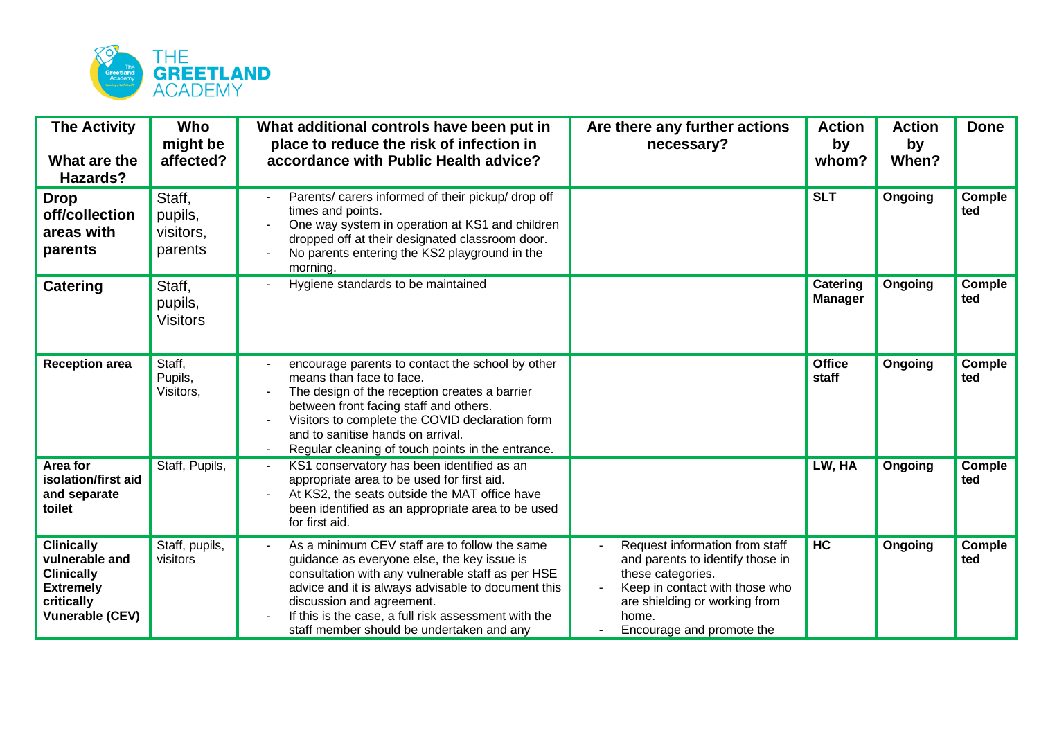| The Activity<br><br>What are the Hazards? | Who might be affected? | What additional controls have been put in place to reduce the risk of infection in accordance with Public Health advice? | Are there any further actions necessary? | Action by whom? | Action by When? | Done |
|---|---|---|---|---|---|---|
| **Drop off/collection areas with parents** | Staff, pupils, visitors, parents | - Parents/ carers informed of their pickup/ drop off times and points.<br>- One way system in operation at KS1 and children dropped off at their designated classroom door.<br>- No parents entering the KS2 playground in the morning. | | **SLT** | **Ongoing** | **Completed** |
| **Catering** | Staff, pupils, Visitors | - Hygiene standards to be maintained | | **Catering Manager** | **Ongoing** | **Completed** |
| **Reception area** | Staff, Pupils, Visitors, | - encourage parents to contact the school by other means than face to face.<br>- The design of the reception creates a barrier between front facing staff and others.<br>- Visitors to complete the COVID declaration form and to sanitise hands on arrival.<br>- Regular cleaning of touch points in the entrance. | | **Office staff** | **Ongoing** | **Completed** |
| **Area for isolation/first aid and separate toilet** | Staff, Pupils, | - KS1 conservatory has been identified as an appropriate area to be used for first aid.<br>- At KS2, the seats outside the MAT office have been identified as an appropriate area to be used for first aid. | | **LW, HA** | **Ongoing** | **Completed** |
| **Clinically vulnerable and Clinically Extremely critically Vunerable (CEV)** | Staff, pupils, visitors | - As a minimum CEV staff are to follow the same guidance as everyone else, the key issue is consultation with any vulnerable staff as per HSE advice and it is always advisable to document this discussion and agreement.<br>- If this is the case, a full risk assessment with the staff member should be undertaken and any | - Request information from staff and parents to identify those in these categories.<br>- Keep in contact with those who are shielding or working from home.<br>- Encourage and promote the | **HC** | **Ongoing** | **Completed** |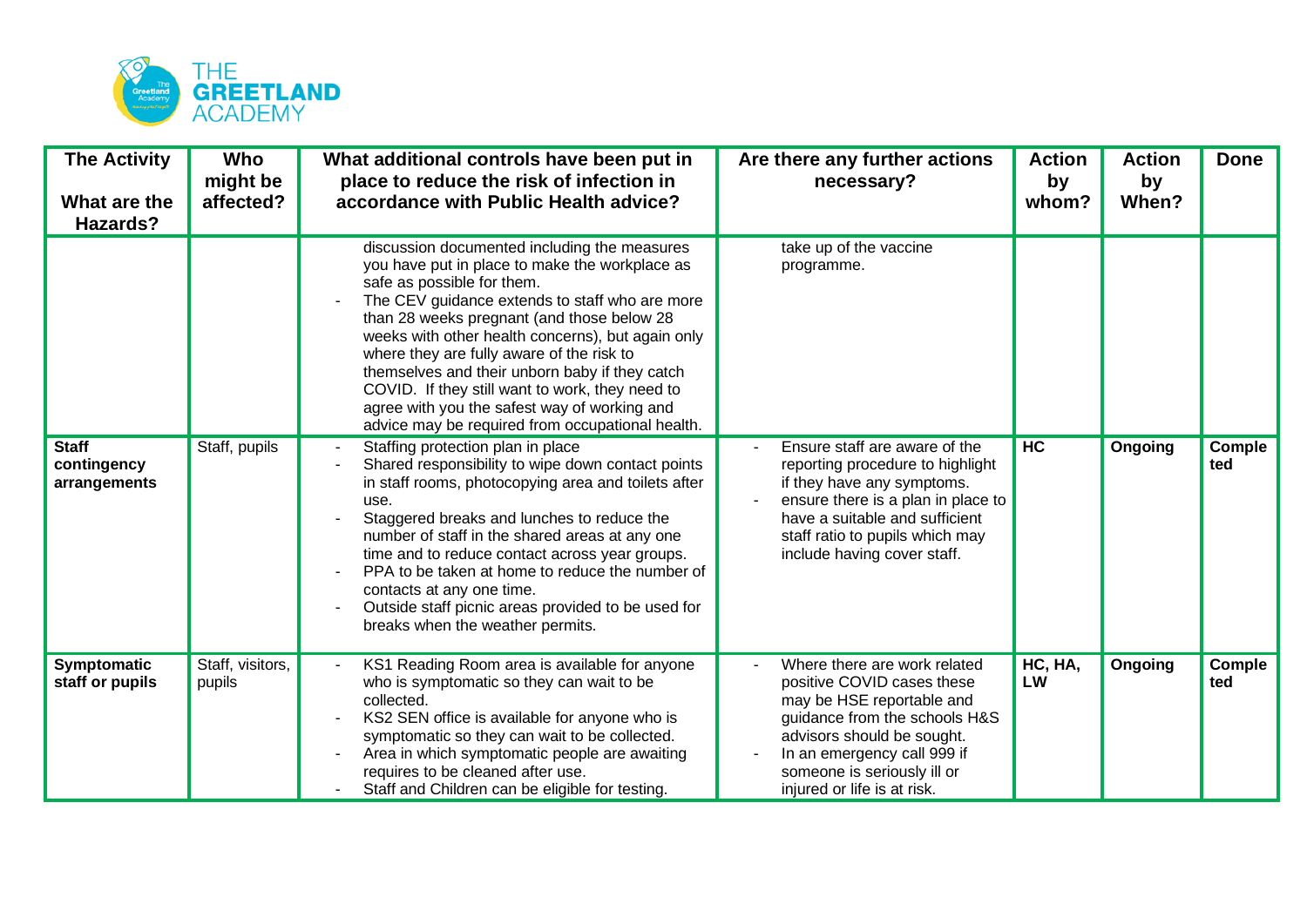| The Activity<br><br>What are the Hazards? | Who might be affected? | What additional controls have been put in place to reduce the risk of infection in accordance with Public Health advice? | Are there any further actions necessary? | Action by whom? | Action by When? | Done |
|---|---|---|---|---|---|---|
| | | discussion documented including the measures you have put in place to make the workplace as safe as possible for them.<br>- The CEV guidance extends to staff who are more than 28 weeks pregnant (and those below 28 weeks with other health concerns), but again only where they are fully aware of the risk to themselves and their unborn baby if they catch COVID. If they still want to work, they need to agree with you the safest way of working and advice may be required from occupational health. | take up of the vaccine programme. | | | |
| **Staff contingency arrangements** | Staff, pupils | - Staffing protection plan in place<br>- Shared responsibility to wipe down contact points in staff rooms, photocopying area and toilets after use.<br>- Staggered breaks and lunches to reduce the number of staff in the shared areas at any one time and to reduce contact across year groups.<br>- PPA to be taken at home to reduce the number of contacts at any one time.<br>- Outside staff picnic areas provided to be used for breaks when the weather permits. | - Ensure staff are aware of the reporting procedure to highlight if they have any symptoms.<br>- ensure there is a plan in place to have a suitable and sufficient staff ratio to pupils which may include having cover staff. | **HC** | **Ongoing** | **Completed** |
| **Symptomatic staff or pupils** | Staff, visitors, pupils | - KS1 Reading Room area is available for anyone who is symptomatic so they can wait to be collected.<br>- KS2 SEN office is available for anyone who is symptomatic so they can wait to be collected.<br>- Area in which symptomatic people are awaiting requires to be cleaned after use.<br>- Staff and Children can be eligible for testing. | - Where there are work related positive COVID cases these may be HSE reportable and guidance from the schools H&S advisors should be sought.<br>- In an emergency call 999 if someone is seriously ill or injured or life is at risk. | **HC, HA, LW** | **Ongoing** | **Completed** |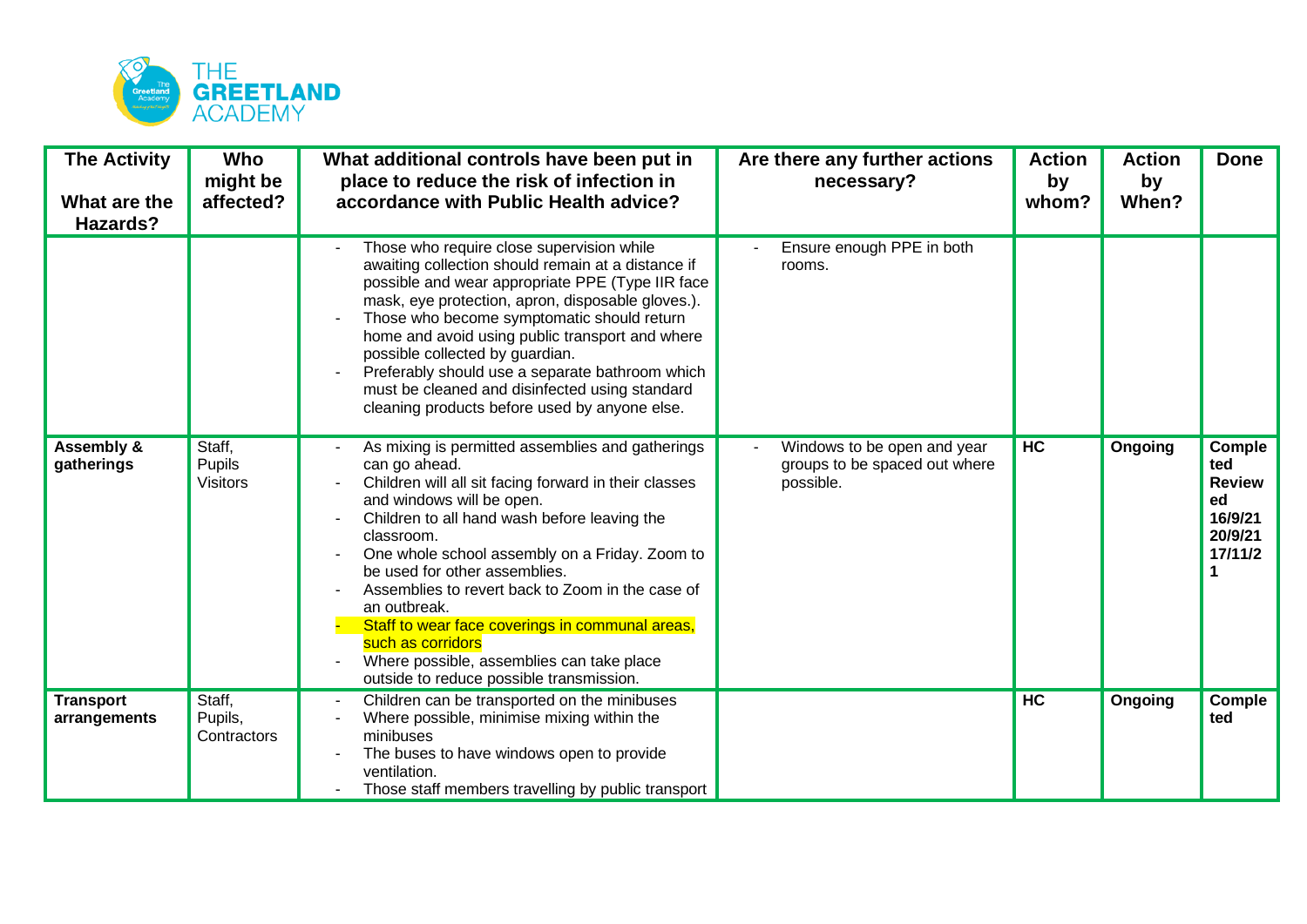THE **GREETLAND** ACADEMY

| The Activity<br><br>What are the Hazards? | Who might be affected? | What additional controls have been put in place to reduce the risk of infection in accordance with Public Health advice? | Are there any further actions necessary? | Action by whom? | Action by When? | Done |
|---|---|---|---|---|---|---|
| | | - Those who require close supervision while awaiting collection should remain at a distance if possible and wear appropriate PPE (Type IIR face mask, eye protection, apron, disposable gloves.).<br>- Those who become symptomatic should return home and avoid using public transport and where possible collected by guardian.<br>- Preferably should use a separate bathroom which must be cleaned and disinfected using standard cleaning products before used by anyone else. | - Ensure enough PPE in both rooms. | | | |
| **Assembly & gatherings** | Staff, Pupils Visitors | - As mixing is permitted assemblies and gatherings can go ahead.<br>- Children will all sit facing forward in their classes and windows will be open.<br>- Children to all hand wash before leaving the classroom.<br>- One whole school assembly on a Friday. Zoom to be used for other assemblies.<br>- Assemblies to revert back to Zoom in the case of an outbreak.<br>- Staff to wear face coverings in communal areas, such as corridors<br>- Where possible, assemblies can take place outside to reduce possible transmission. | - Windows to be open and year groups to be spaced out where possible. | **HC** | **Ongoing** | **Completed Reviewed 16/9/21 20/9/21 17/11/21** |
| **Transport arrangements** | Staff, Pupils, Contractors | - Children can be transported on the minibuses<br>- Where possible, minimise mixing within the minibuses<br>- The buses to have windows open to provide ventilation.<br>- Those staff members travelling by public transport | | **HC** | **Ongoing** | **Completed** |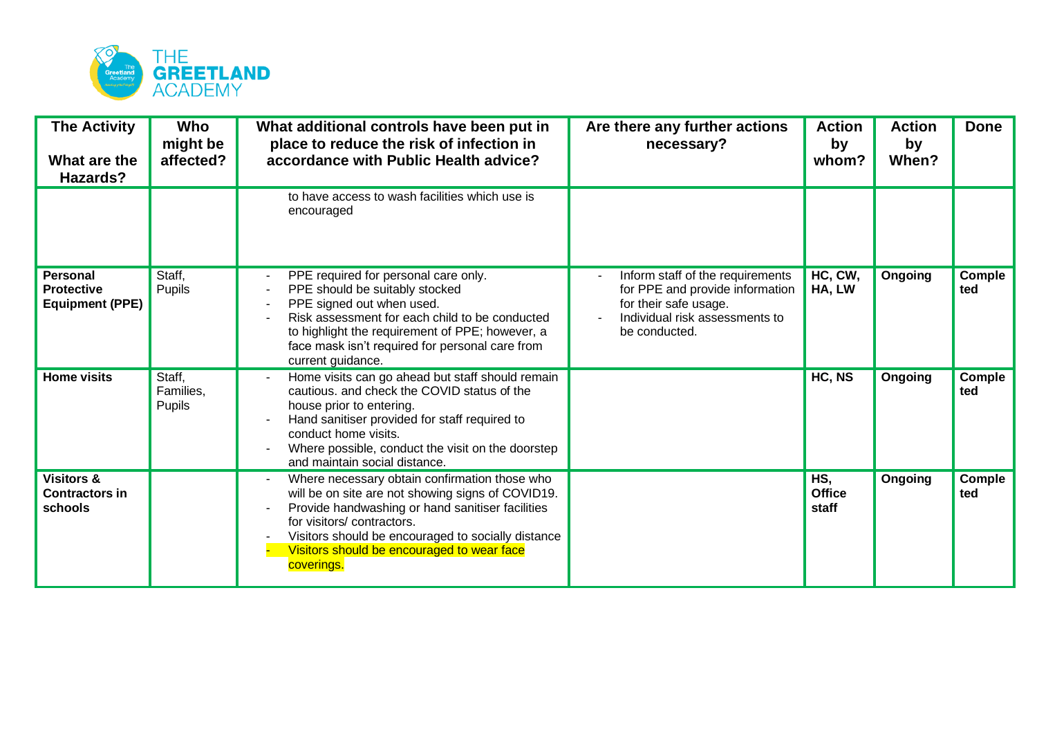| The Activity<br><br>What are the Hazards? | Who might be affected? | What additional controls have been put in place to reduce the risk of infection in accordance with Public Health advice? | Are there any further actions necessary? | Action by whom? | Action by When? | Done |
|---|---|---|---|---|---|---|
| | | to have access to wash facilities which use is encouraged | | | | |
| **Personal Protective Equipment (PPE)** | Staff, Pupils | - PPE required for personal care only.<br>- PPE should be suitably stocked<br>- PPE signed out when used.<br>- Risk assessment for each child to be conducted to highlight the requirement of PPE; however, a face mask isn't required for personal care from current guidance. | - Inform staff of the requirements for PPE and provide information for their safe usage.<br>- Individual risk assessments to be conducted. | **HC, CW, HA, LW** | **Ongoing** | **Completed** |
| **Home visits** | Staff, Families, Pupils | - Home visits can go ahead but staff should remain cautious. and check the COVID status of the house prior to entering.<br>- Hand sanitiser provided for staff required to conduct home visits.<br>- Where possible, conduct the visit on the doorstep and maintain social distance. | | **HC, NS** | **Ongoing** | **Completed** |
| **Visitors & Contractors in schools** | | - Where necessary obtain confirmation those who will be on site are not showing signs of COVID19.<br>- Provide handwashing or hand sanitiser facilities for visitors/ contractors.<br>- Visitors should be encouraged to socially distance<br>- Visitors should be encouraged to wear face coverings. | | **HS, Office staff** | **Ongoing** | **Completed** |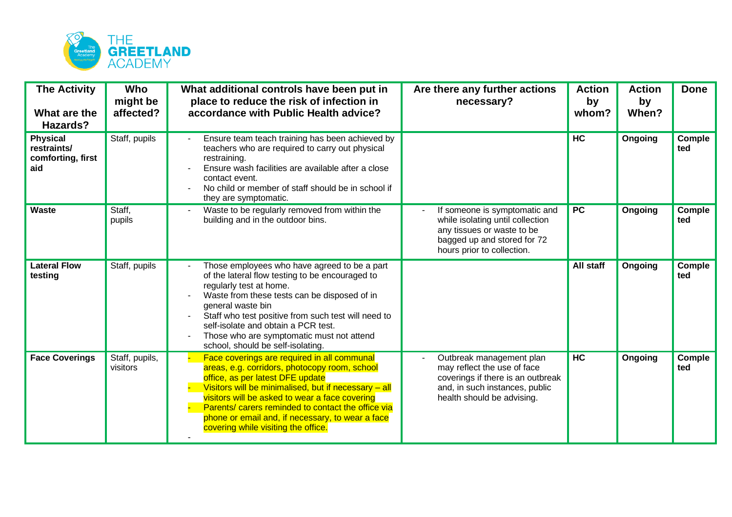| The Activity<br><br>What are the Hazards? | Who might be affected? | What additional controls have been put in place to reduce the risk of infection in accordance with Public Health advice? | Are there any further actions necessary? | Action by whom? | Action by When? | Done |
|---|---|---|---|---|---|---|
| **Physical restraints/ comforting, first aid** | Staff, pupils | - Ensure team teach training has been achieved by teachers who are required to carry out physical restraining.<br>- Ensure wash facilities are available after a close contact event.<br>- No child or member of staff should be in school if they are symptomatic. | | **HC** | **Ongoing** | **Completed** |
| **Waste** | Staff, pupils | - Waste to be regularly removed from within the building and in the outdoor bins. | - If someone is symptomatic and while isolating until collection any tissues or waste to be bagged up and stored for 72 hours prior to collection. | **PC** | **Ongoing** | **Completed** |
| **Lateral Flow testing** | Staff, pupils | - Those employees who have agreed to be a part of the lateral flow testing to be encouraged to regularly test at home.<br>- Waste from these tests can be disposed of in general waste bin<br>- Staff who test positive from such test will need to self-isolate and obtain a PCR test.<br>- Those who are symptomatic must not attend school, should be self-isolating. | | **All staff** | **Ongoing** | **Completed** |
| **Face Coverings** | Staff, pupils, visitors | - Face coverings are required in all communal areas, e.g. corridors, photocopy room, school office, as per latest DFE update<br>- Visitors will be minimalised, but if necessary – all visitors will be asked to wear a face covering<br>- Parents/ carers reminded to contact the office via phone or email and, if necessary, to wear a face covering while visiting the office.<br>- | - Outbreak management plan may reflect the use of face coverings if there is an outbreak and, in such instances, public health should be advising. | **HC** | **Ongoing** | **Completed** |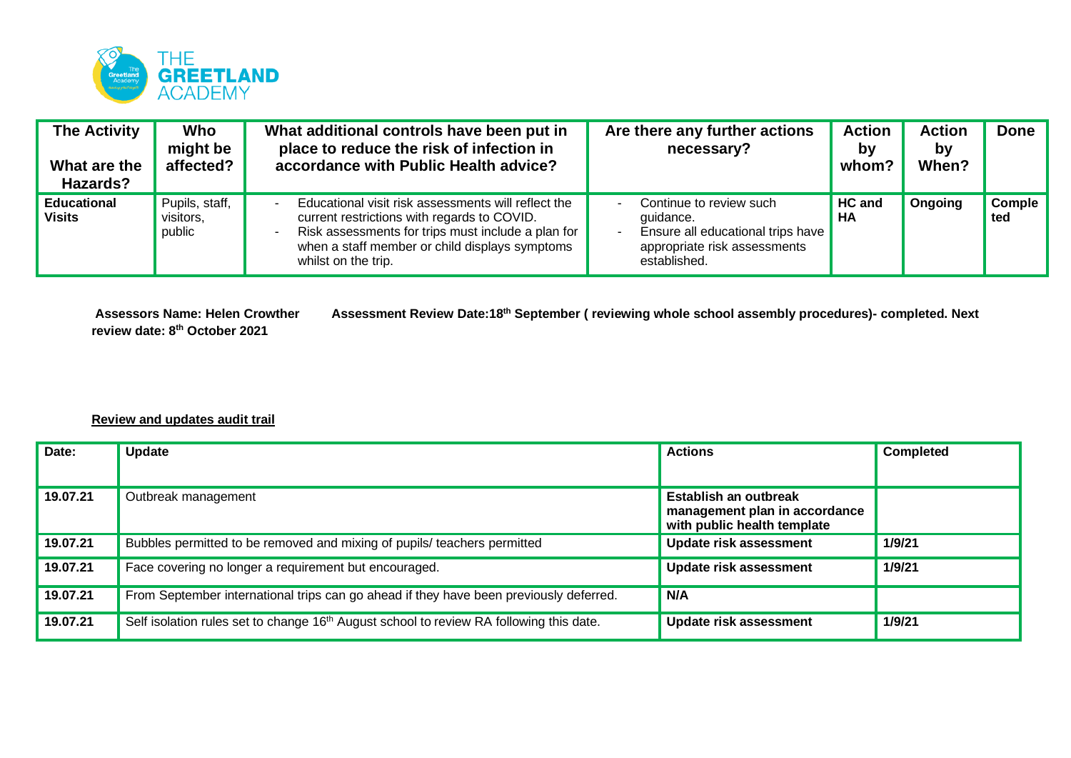| The Activity<br><br>What are the Hazards? | Who might be affected? | What additional controls have been put in place to reduce the risk of infection in accordance with Public Health advice? | Are there any further actions necessary? | Action by whom? | Action by When? | Done |
|---|---|---|---|---|---|---|
| **Educational Visits** | Pupils, staff, visitors, public | - Educational visit risk assessments will reflect the current restrictions with regards to COVID.<br>- Risk assessments for trips must include a plan for when a staff member or child displays symptoms whilst on the trip. | - Continue to review such guidance.<br>- Ensure all educational trips have appropriate risk assessments established. | **HC and HA** | **Ongoing** | **Completed** |

**Assessors Name: Helen Crowther Assessment Review Date:18th September ( reviewing whole school assembly procedures)- completed. Next review date: 8th October 2021**

**Review and updates audit trail**

| Date: | Update | Actions | Completed |
|---|---|---|---|
| 19.07.21 | Outbreak management | **Establish an outbreak management plan in accordance with public health template** | |
| 19.07.21 | Bubbles permitted to be removed and mixing of pupils/ teachers permitted | **Update risk assessment** | **1/9/21** |
| 19.07.21 | Face covering no longer a requirement but encouraged. | **Update risk assessment** | **1/9/21** |
| 19.07.21 | From September international trips can go ahead if they have been previously deferred. | **N/A** | |
| 19.07.21 | Self isolation rules set to change 16th August school to review RA following this date. | **Update risk assessment** | **1/9/21** |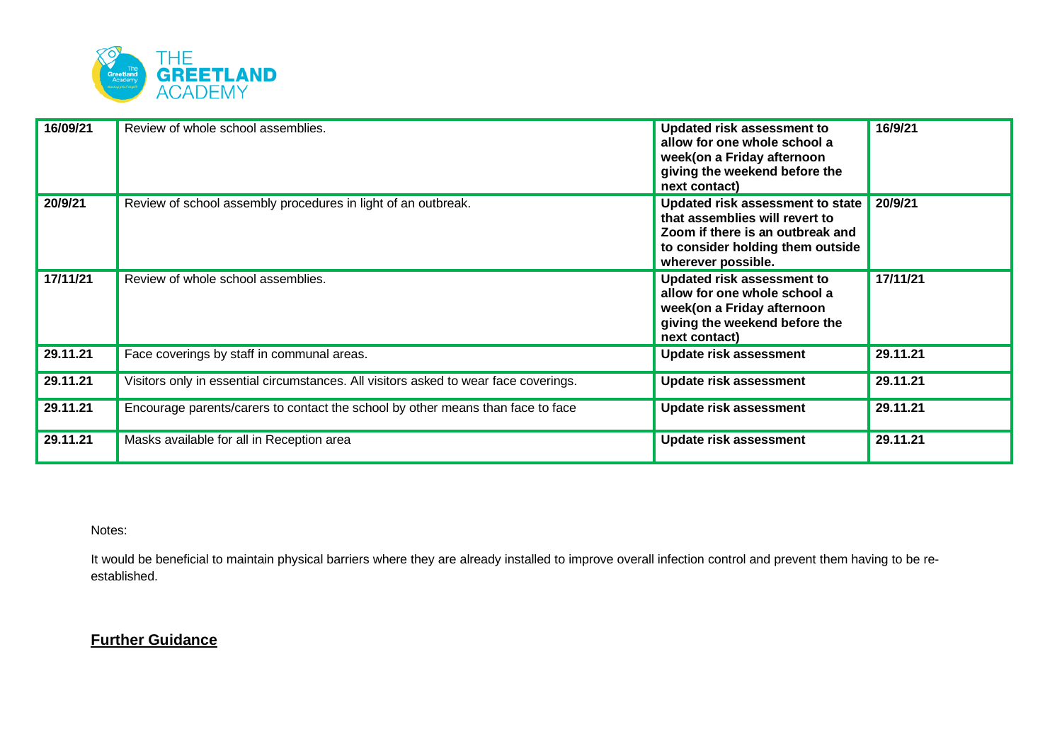| 16/09/21 | Review of whole school assemblies. | **Updated risk assessment to allow for one whole school a week(on a Friday afternoon giving the weekend before the next contact)** | **16/9/21** |
|---|---|---|---|
| **20/9/21** | Review of school assembly procedures in light of an outbreak. | **Updated risk assessment to state that assemblies will revert to Zoom if there is an outbreak and to consider holding them outside wherever possible.** | **20/9/21** |
| **17/11/21** | Review of whole school assemblies. | **Updated risk assessment to allow for one whole school a week(on a Friday afternoon giving the weekend before the next contact)** | **17/11/21** |
| **29.11.21** | Face coverings by staff in communal areas. | **Update risk assessment** | **29.11.21** |
| **29.11.21** | Visitors only in essential circumstances. All visitors asked to wear face coverings. | **Update risk assessment** | **29.11.21** |
| **29.11.21** | Encourage parents/carers to contact the school by other means than face to face | **Update risk assessment** | **29.11.21** |
| **29.11.21** | Masks available for all in Reception area | **Update risk assessment** | **29.11.21** |

Notes:

It would be beneficial to maintain physical barriers where they are already installed to improve overall infection control and prevent them having to be re-established.

## Further Guidance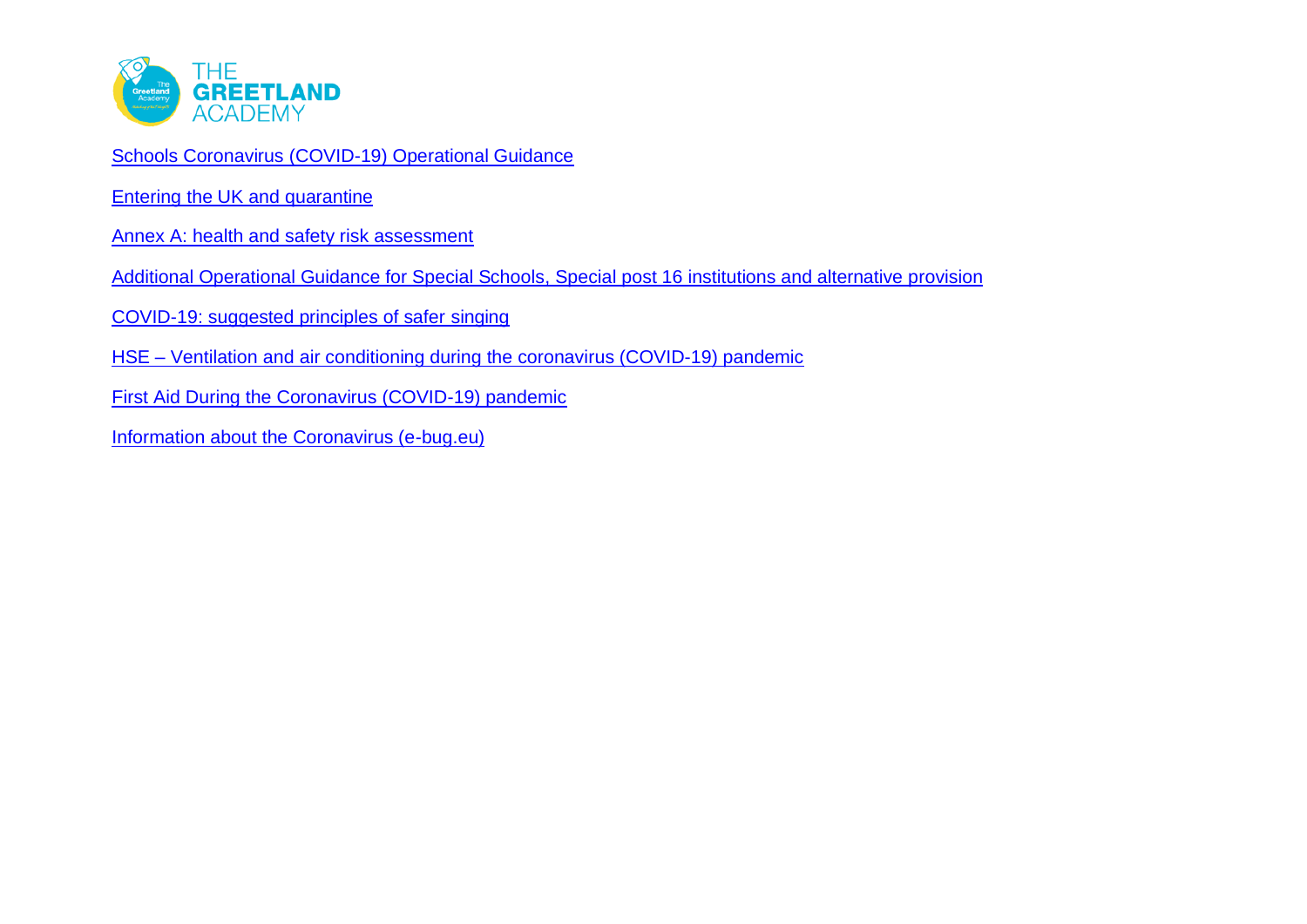THE GREETLAND ACADEMY

Schools Coronavirus (COVID-19) Operational Guidance

Entering the UK and quarantine

Annex A: health and safety risk assessment

Additional Operational Guidance for Special Schools, Special post 16 institutions and alternative provision

COVID-19: suggested principles of safer singing

HSE – Ventilation and air conditioning during the coronavirus (COVID-19) pandemic

First Aid During the Coronavirus (COVID-19) pandemic

Information about the Coronavirus (e-bug.eu)